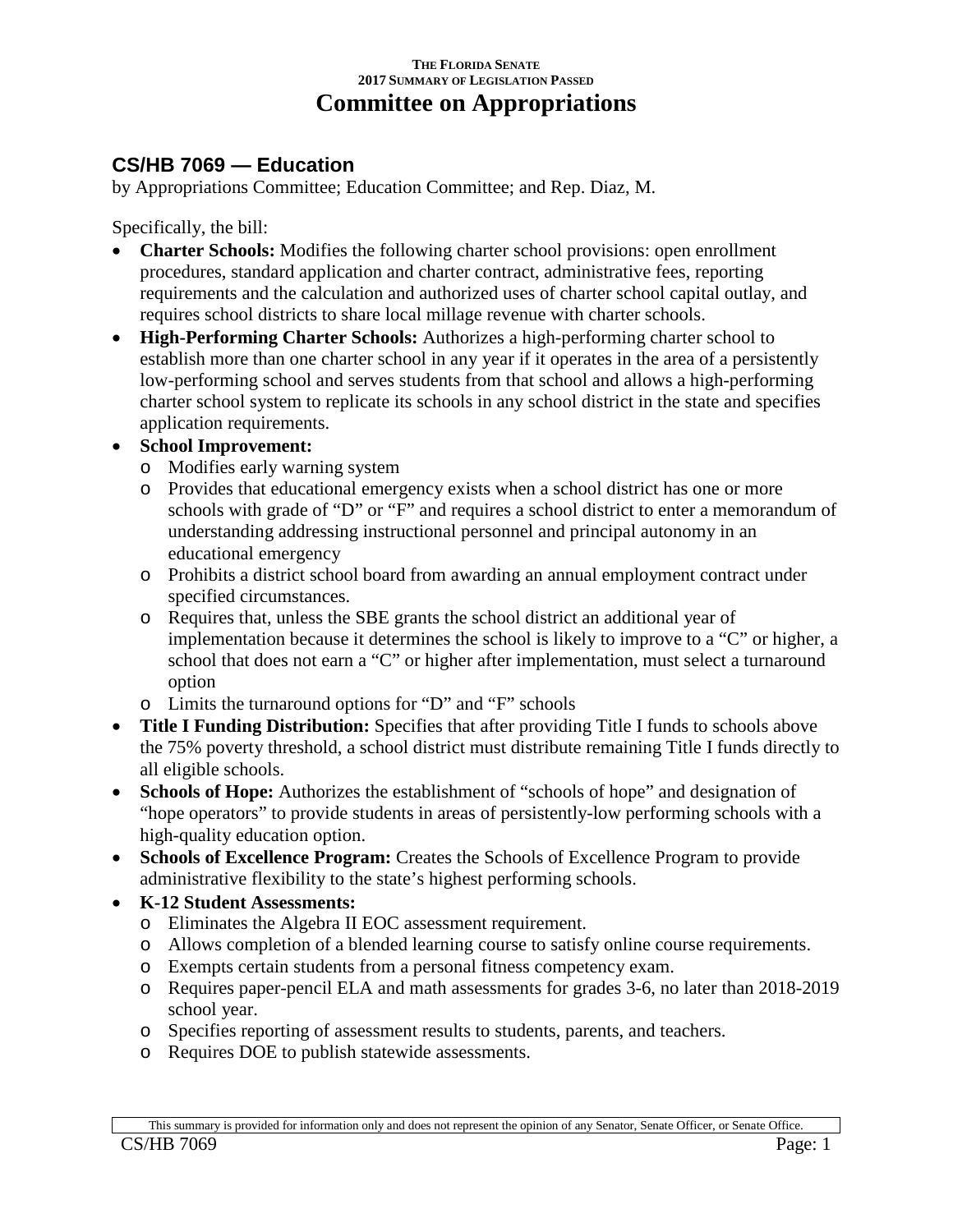THE FLORIDA SENATE
2017 SUMMARY OF LEGISLATION PASSED

# Committee on Appropriations

## CS/HB 7069 — Education

by Appropriations Committee; Education Committee; and Rep. Diaz, M.

Specifically, the bill:

- **Charter Schools:** Modifies the following charter school provisions: open enrollment procedures, standard application and charter contract, administrative fees, reporting requirements and the calculation and authorized uses of charter school capital outlay, and requires school districts to share local millage revenue with charter schools.
- **High-Performing Charter Schools:** Authorizes a high-performing charter school to establish more than one charter school in any year if it operates in the area of a persistently low-performing school and serves students from that school and allows a high-performing charter school system to replicate its schools in any school district in the state and specifies application requirements.
- **School Improvement:**
  - Modifies early warning system
  - Provides that educational emergency exists when a school district has one or more schools with grade of "D" or "F" and requires a school district to enter a memorandum of understanding addressing instructional personnel and principal autonomy in an educational emergency
  - Prohibits a district school board from awarding an annual employment contract under specified circumstances.
  - Requires that, unless the SBE grants the school district an additional year of implementation because it determines the school is likely to improve to a "C" or higher, a school that does not earn a "C" or higher after implementation, must select a turnaround option
  - Limits the turnaround options for "D" and "F" schools
- **Title I Funding Distribution:** Specifies that after providing Title I funds to schools above the 75% poverty threshold, a school district must distribute remaining Title I funds directly to all eligible schools.
- **Schools of Hope:** Authorizes the establishment of "schools of hope" and designation of "hope operators" to provide students in areas of persistently-low performing schools with a high-quality education option.
- **Schools of Excellence Program:** Creates the Schools of Excellence Program to provide administrative flexibility to the state's highest performing schools.
- **K-12 Student Assessments:**
  - Eliminates the Algebra II EOC assessment requirement.
  - Allows completion of a blended learning course to satisfy online course requirements.
  - Exempts certain students from a personal fitness competency exam.
  - Requires paper-pencil ELA and math assessments for grades 3-6, no later than 2018-2019 school year.
  - Specifies reporting of assessment results to students, parents, and teachers.
  - Requires DOE to publish statewide assessments.

This summary is provided for information only and does not represent the opinion of any Senator, Senate Officer, or Senate Office.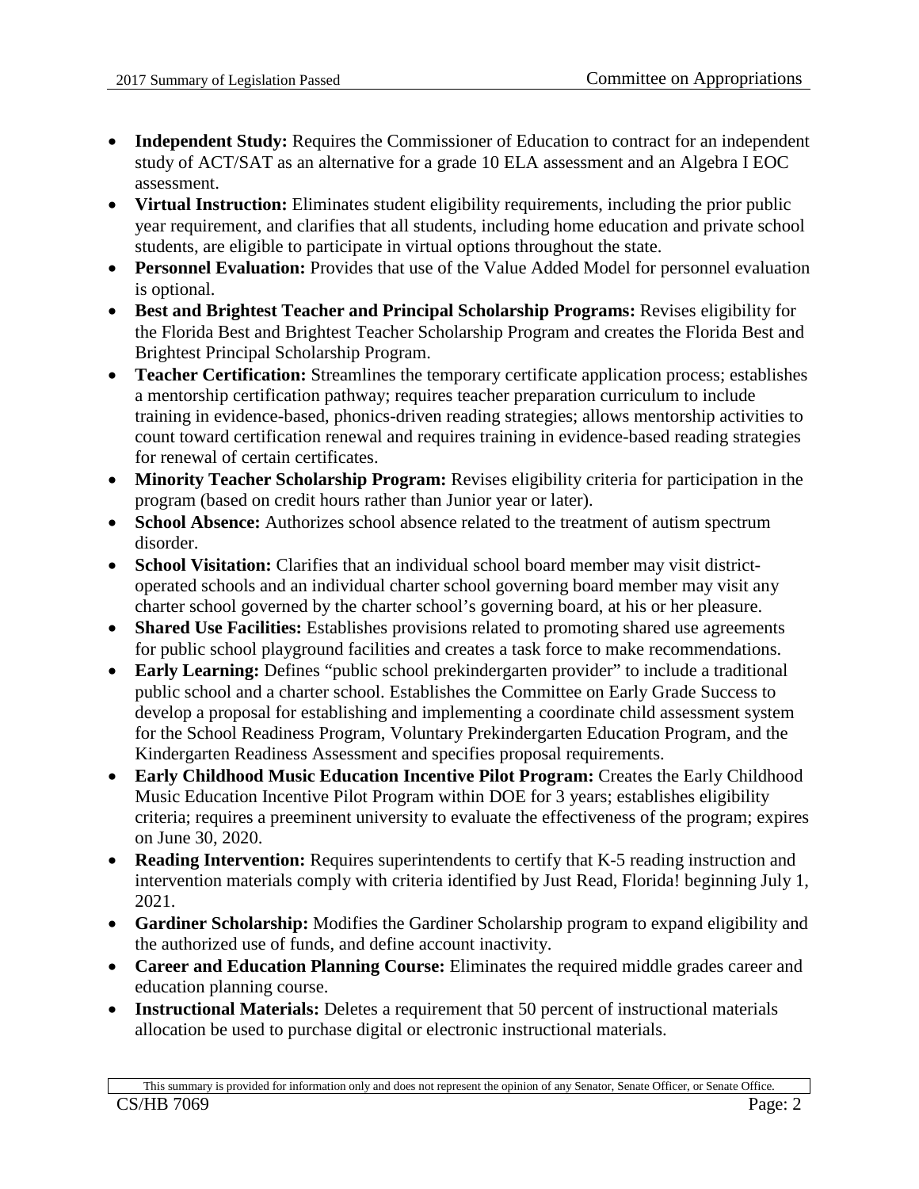- **Independent Study:** Requires the Commissioner of Education to contract for an independent study of ACT/SAT as an alternative for a grade 10 ELA assessment and an Algebra I EOC assessment.
- **Virtual Instruction:** Eliminates student eligibility requirements, including the prior public year requirement, and clarifies that all students, including home education and private school students, are eligible to participate in virtual options throughout the state.
- **Personnel Evaluation:** Provides that use of the Value Added Model for personnel evaluation is optional.
- **Best and Brightest Teacher and Principal Scholarship Programs:** Revises eligibility for the Florida Best and Brightest Teacher Scholarship Program and creates the Florida Best and Brightest Principal Scholarship Program.
- **Teacher Certification:** Streamlines the temporary certificate application process; establishes a mentorship certification pathway; requires teacher preparation curriculum to include training in evidence-based, phonics-driven reading strategies; allows mentorship activities to count toward certification renewal and requires training in evidence-based reading strategies for renewal of certain certificates.
- **Minority Teacher Scholarship Program:** Revises eligibility criteria for participation in the program (based on credit hours rather than Junior year or later).
- **School Absence:** Authorizes school absence related to the treatment of autism spectrum disorder.
- **School Visitation:** Clarifies that an individual school board member may visit district-operated schools and an individual charter school governing board member may visit any charter school governed by the charter school's governing board, at his or her pleasure.
- **Shared Use Facilities:** Establishes provisions related to promoting shared use agreements for public school playground facilities and creates a task force to make recommendations.
- **Early Learning:** Defines "public school prekindergarten provider" to include a traditional public school and a charter school. Establishes the Committee on Early Grade Success to develop a proposal for establishing and implementing a coordinate child assessment system for the School Readiness Program, Voluntary Prekindergarten Education Program, and the Kindergarten Readiness Assessment and specifies proposal requirements.
- **Early Childhood Music Education Incentive Pilot Program:** Creates the Early Childhood Music Education Incentive Pilot Program within DOE for 3 years; establishes eligibility criteria; requires a preeminent university to evaluate the effectiveness of the program; expires on June 30, 2020.
- **Reading Intervention:** Requires superintendents to certify that K-5 reading instruction and intervention materials comply with criteria identified by Just Read, Florida! beginning July 1, 2021.
- **Gardiner Scholarship:** Modifies the Gardiner Scholarship program to expand eligibility and the authorized use of funds, and define account inactivity.
- **Career and Education Planning Course:** Eliminates the required middle grades career and education planning course.
- **Instructional Materials:** Deletes a requirement that 50 percent of instructional materials allocation be used to purchase digital or electronic instructional materials.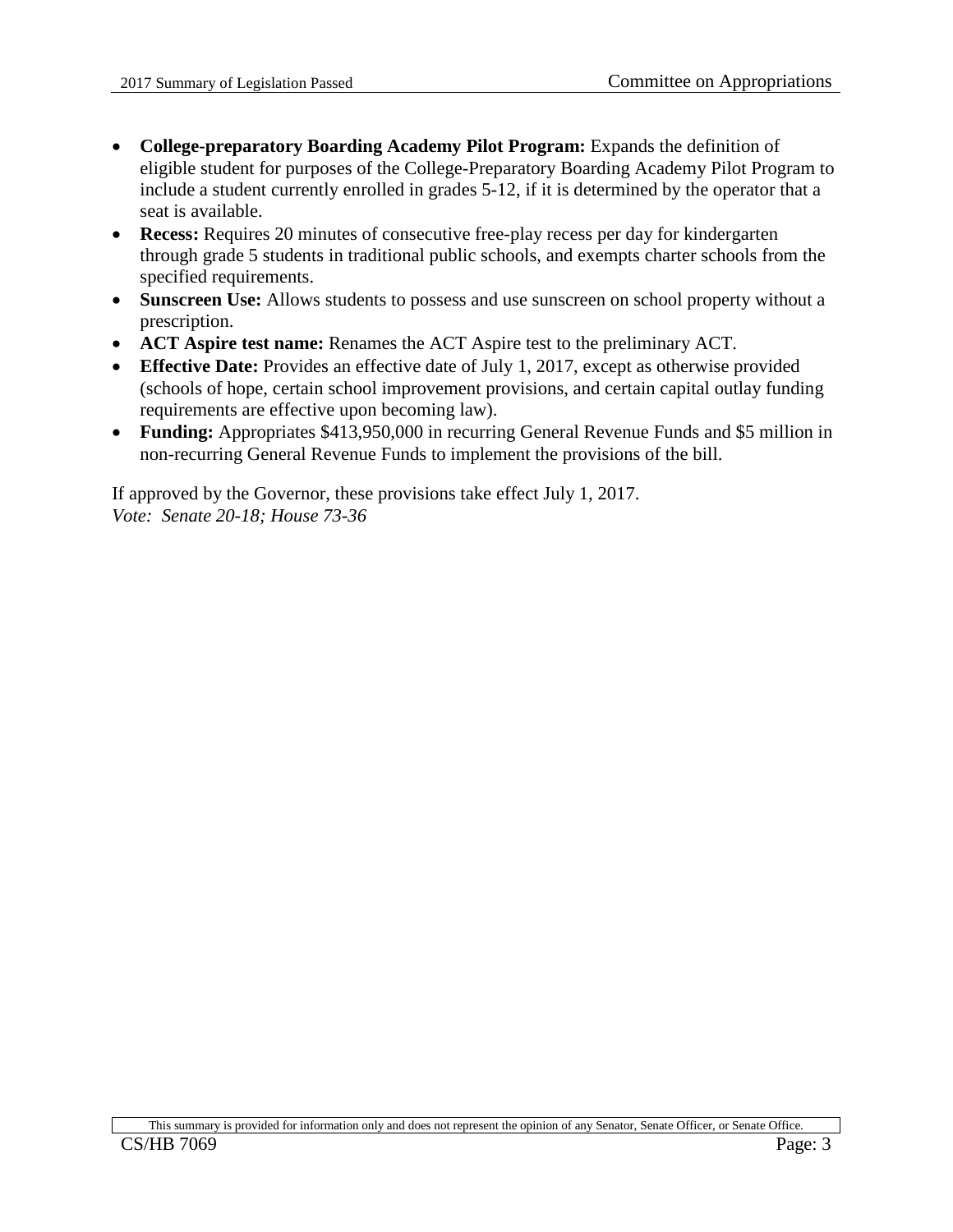- **College-preparatory Boarding Academy Pilot Program:** Expands the definition of eligible student for purposes of the College-Preparatory Boarding Academy Pilot Program to include a student currently enrolled in grades 5-12, if it is determined by the operator that a seat is available.
- **Recess:** Requires 20 minutes of consecutive free-play recess per day for kindergarten through grade 5 students in traditional public schools, and exempts charter schools from the specified requirements.
- **Sunscreen Use:** Allows students to possess and use sunscreen on school property without a prescription.
- **ACT Aspire test name:** Renames the ACT Aspire test to the preliminary ACT.
- **Effective Date:** Provides an effective date of July 1, 2017, except as otherwise provided (schools of hope, certain school improvement provisions, and certain capital outlay funding requirements are effective upon becoming law).
- **Funding:** Appropriates $413,950,000 in recurring General Revenue Funds and $5 million in non-recurring General Revenue Funds to implement the provisions of the bill.

If approved by the Governor, these provisions take effect July 1, 2017.
*Vote: Senate 20-18; House 73-36*